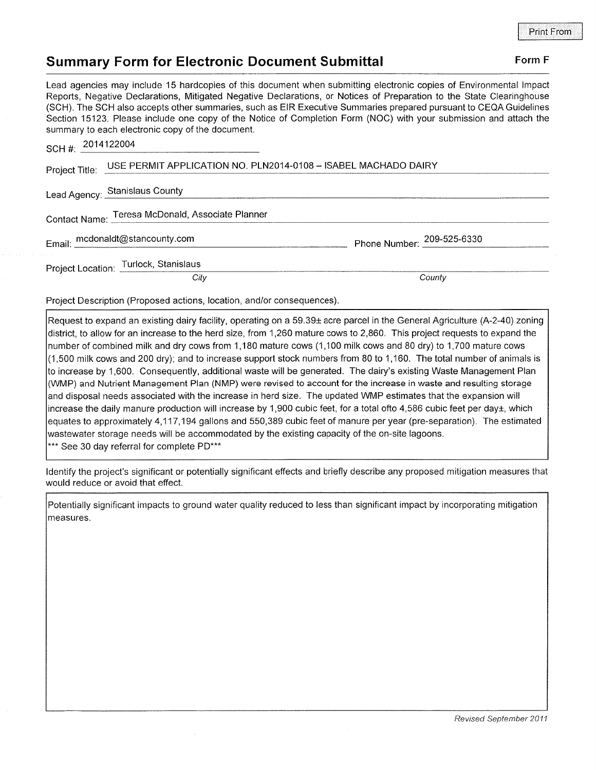Print From

# Summary Form for Electronic Document Submittal

**Form F**

Lead agencies may include 15 hardcopies of this document when submitting electronic copies of Environmental Impact Reports, Negative Declarations, Mitigated Negative Declarations, or Notices of Preparation to the State Clearinghouse (SCH). The SCH also accepts other summaries, such as EIR Executive Summaries prepared pursuant to CEQA Guidelines Section 15123. Please include one copy of the Notice of Completion Form (NOC) with your submission and attach the summary to each electronic copy of the document.

SCH #: 2014122004

Project Title: USE PERMIT APPLICATION NO. PLN2014-0108 – ISABEL MACHADO DAIRY

Lead Agency: Stanislaus County

Contact Name: Teresa McDonald, Associate Planner

Email: mcdonaldt@stancounty.com     Phone Number: 209-525-6330

Project Location: Turlock, Stanislaus
*City*     *County*

Project Description (Proposed actions, location, and/or consequences).

Request to expand an existing dairy facility, operating on a 59.39± acre parcel in the General Agriculture (A-2-40) zoning district, to allow for an increase to the herd size, from 1,260 mature cows to 2,860. This project requests to expand the number of combined milk and dry cows from 1,180 mature cows (1,100 milk cows and 80 dry) to 1,700 mature cows (1,500 milk cows and 200 dry); and to increase support stock numbers from 80 to 1,160. The total number of animals is to increase by 1,600. Consequently, additional waste will be generated. The dairy's existing Waste Management Plan (WMP) and Nutrient Management Plan (NMP) were revised to account for the increase in waste and resulting storage and disposal needs associated with the increase in herd size. The updated WMP estimates that the expansion will increase the daily manure production will increase by 1,900 cubic feet, for a total ofto 4,586 cubic feet per day±, which equates to approximately 4,117,194 gallons and 550,389 cubic feet of manure per year (pre-separation). The estimated wastewater storage needs will be accommodated by the existing capacity of the on-site lagoons.
*** See 30 day referral for complete PD***

Identify the project's significant or potentially significant effects and briefly describe any proposed mitigation measures that would reduce or avoid that effect.

Potentially significant impacts to ground water quality reduced to less than significant impact by incorporating mitigation measures.

*Revised September 2011*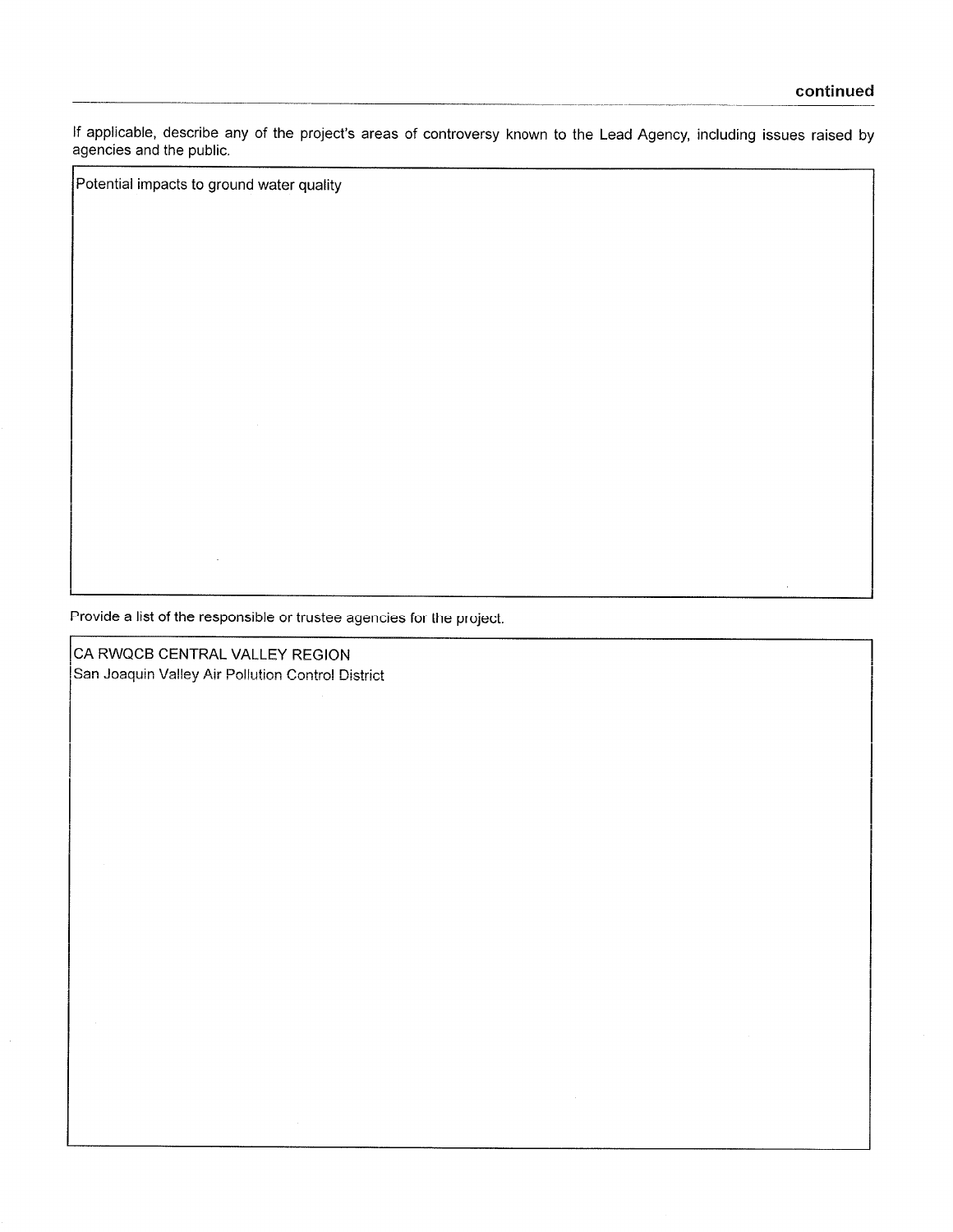**continued**

If applicable, describe any of the project's areas of controversy known to the Lead Agency, including issues raised by agencies and the public.

Potential impacts to ground water quality

Provide a list of the responsible or trustee agencies for the project.

CA RWQCB CENTRAL VALLEY REGION
San Joaquin Valley Air Pollution Control District